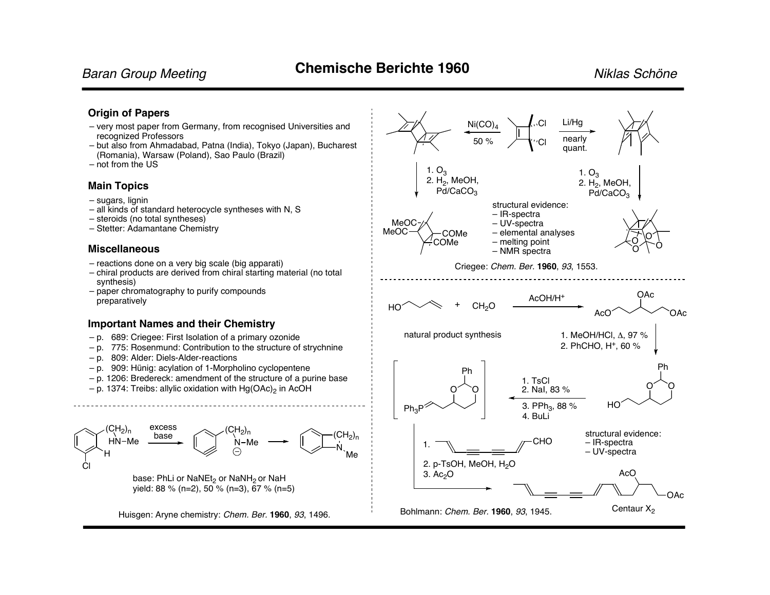## Chemische Berichte 1960

### Origin of Papers

- very most paper from Germany, from recognised Universities and recognized Professors
- but also from Ahmadabad, Patna (India), Tokyo (Japan), Bucharest (Romania), Warsaw (Poland), Sao Paulo (Brazil)
- not from the US

### Main Topics

- sugars, lignin
- all kinds of standard heterocycle syntheses with N, S
- steroids (no total syntheses)
- Stetter: Adamantane Chemistry

### Miscellaneous

- reactions done on a very big scale (big apparati)
- chiral products are derived from chiral starting material (no total synthesis)
- paper chromatography to purify compounds preparatively

### Important Names and their Chemistry

- p. 689: Criegee: First Isolation of a primary ozonide
- p. 775: Rosenmund: Contribution to the structure of strychnine
- p. 809: Alder: Diels-Alder-reactions
- p. 909: Hünig: acylation of 1-Morpholino cyclopentene
- p. 1206: Bredereck: amendment of the structure of a purine base
- p. 1374: Treibs: allylic oxidation with $Hg(OAc)_2$ in AcOH

---

excess base

base: PhLi or $NaNEt_2$ or $NaNH_2$ or NaH
yield: 88 % (n=2), 50 % (n=3), 67 % (n=5)

Huisgen: Aryne chemistry: *Chem. Ber.* **1960**, *93*, 1496.

---

$Ni(CO)_4$, 50 %

Li/Hg, nearly quant.

1. $O_3$
2. $H_2$, MeOH, $Pd/CaCO_3$

1. $O_3$
2. $H_2$, MeOH, $Pd/CaCO_3$

structural evidence:
- IR-spectra
- UV-spectra
- elemental analyses
- melting point
- NMR spectra

Criegee: *Chem. Ber.* **1960**, *93*, 1553.

---

AcOH/$H^+$

natural product synthesis

1. MeOH/HCl, Δ, 97 %
2. PhCHO, $H^+$, 60 %

1. TsCl
2. NaI, 83 %
3. $PPh_3$, 88 %
4. BuLi

1. (dienediyne aldehyde)
2. p-TsOH, MeOH, $H_2O$
3. $Ac_2O$

structural evidence:
- IR-spectra
- UV-spectra

Centaur $X_2$

Bohlmann: *Chem. Ber.* **1960**, *93*, 1945.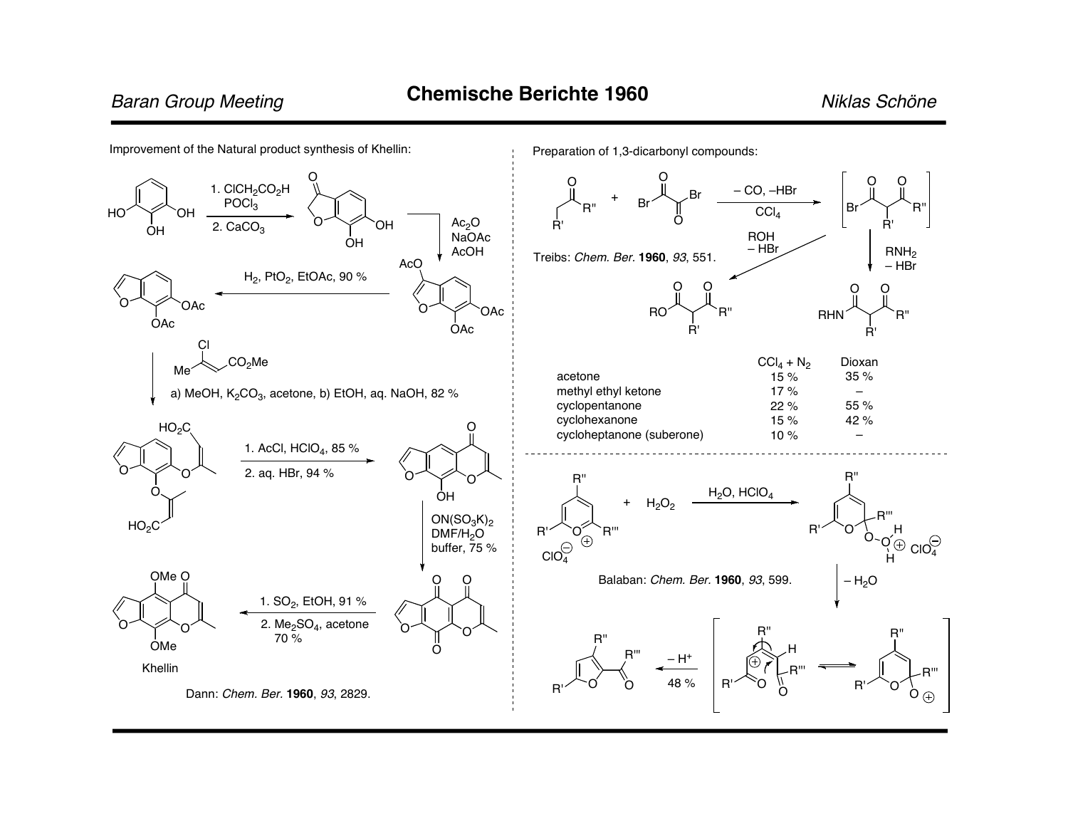Improvement of the Natural product synthesis of Khellin:

1. $ClCH_2CO_2H$, $POCl_3$ 2. $CaCO_3$

$Ac_2O$, NaOAc, AcOH

$H_2$, $PtO_2$, EtOAc, 90 %

a) MeOH, $K_2CO_3$, acetone, b) EtOH, aq. NaOH, 82 %

1. AcCl, $HClO_4$, 85 % 2. aq. HBr, 94 %

$ON(SO_3K)_2$, DMF/$H_2O$ buffer, 75 %

1. $SO_2$, EtOH, 91 % 2. $Me_2SO_4$, acetone 70 %

Khellin

Dann: *Chem. Ber.* **1960**, *93*, 2829.

Preparation of 1,3-dicarbonyl compounds:

– CO, –HBr, $CCl_4$

ROH – HBr

$RNH_2$ – HBr

Treibs: *Chem. Ber.* **1960**, *93*, 551.

| | $CCl_4 + N_2$ | Dioxan |
|---|---|---|
| acetone | 15 % | 35 % |
| methyl ethyl ketone | 17 % | – |
| cyclopentanone | 22 % | 55 % |
| cyclohexanone | 15 % | 42 % |
| cycloheptanone (suberone) | 10 % | – |

$H_2O$, $HClO_4$

– $H_2O$

– $H^+$, 48 %

Balaban: *Chem. Ber.* **1960**, *93*, 599.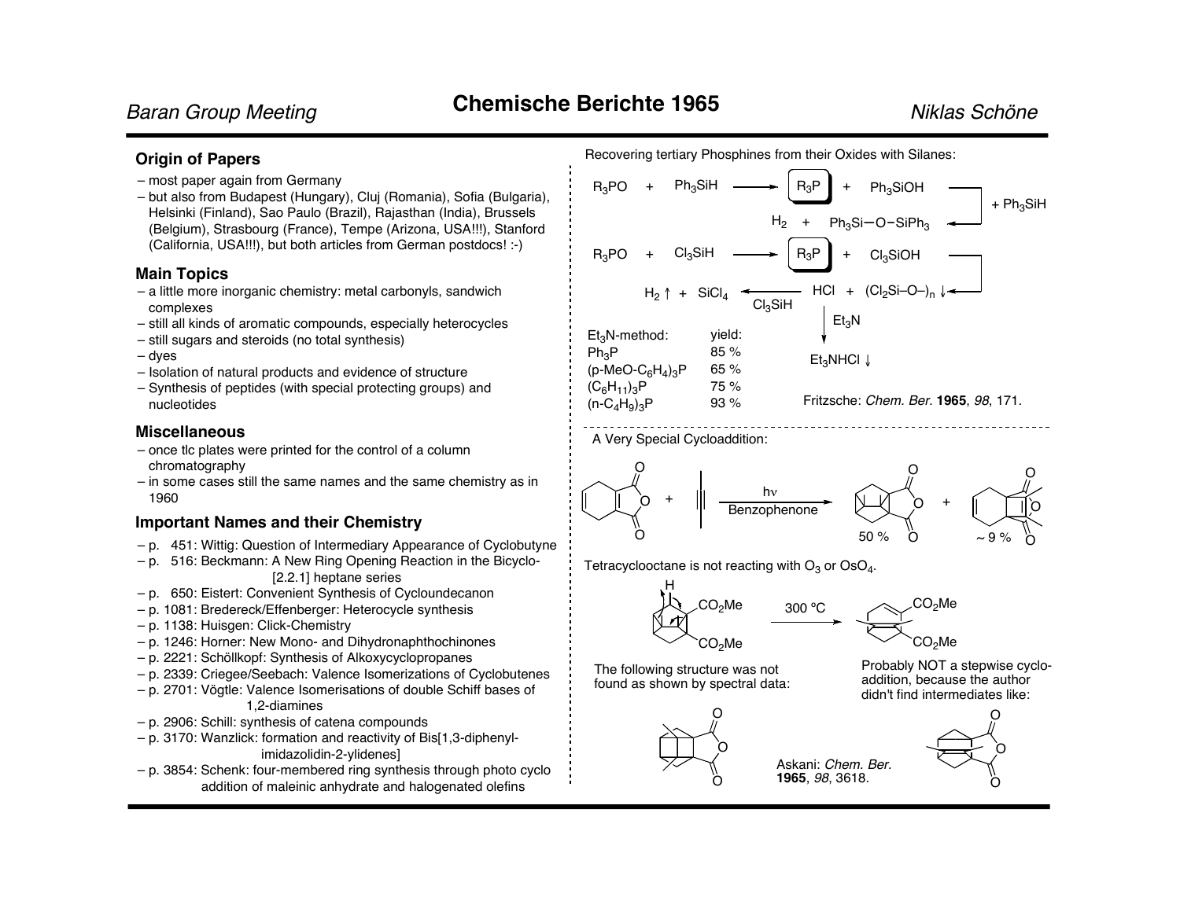# Chemische Berichte 1965

## Origin of Papers

– most paper again from Germany
– but also from Budapest (Hungary), Cluj (Romania), Sofia (Bulgaria), Helsinki (Finland), Sao Paulo (Brazil), Rajasthan (India), Brussels (Belgium), Strasbourg (France), Tempe (Arizona, USA!!!), Stanford (California, USA!!!), but both articles from German postdocs! :-)

## Main Topics

– a little more inorganic chemistry: metal carbonyls, sandwich complexes
– still all kinds of aromatic compounds, especially heterocycles
– still sugars and steroids (no total synthesis)
– dyes
– Isolation of natural products and evidence of structure
– Synthesis of peptides (with special protecting groups) and nucleotides

## Miscellaneous

– once tlc plates were printed for the control of a column chromatography
– in some cases still the same names and the same chemistry as in 1960

## Important Names and their Chemistry

– p. 451: Wittig: Question of Intermediary Appearance of Cyclobutyne
– p. 516: Beckmann: A New Ring Opening Reaction in the Bicyclo-[2.2.1] heptane series
– p. 650: Eistert: Convenient Synthesis of Cycloundecanon
– p. 1081: Bredereck/Effenberger: Heterocycle synthesis
– p. 1138: Huisgen: Click-Chemistry
– p. 1246: Horner: New Mono- and Dihydronaphthochinones
– p. 2221: Schöllkopf: Synthesis of Alkoxycyclopropanes
– p. 2339: Criegee/Seebach: Valence Isomerizations of Cyclobutenes
– p. 2701: Vögtle: Valence Isomerisations of double Schiff bases of 1,2-diamines
– p. 2906: Schill: synthesis of catena compounds
– p. 3170: Wanzlick: formation and reactivity of Bis[1,3-diphenyl-imidazolidin-2-ylidenes]
– p. 3854: Schenk: four-membered ring synthesis through photo cyclo addition of maleinic anhydrate and halogenated olefins

---

Recovering tertiary Phosphines from their Oxides with Silanes:

$R_3PO$ + $Ph_3SiH$ ⟶ $R_3P$ + $Ph_3SiOH$ —(+ $Ph_3SiH$)⟶ $H_2$ + $Ph_3Si{-}O{-}SiPh_3$

$R_3PO$ + $Cl_3SiH$ ⟶ $R_3P$ + $Cl_3SiOH$ ⟶ HCl + $(Cl_2Si{-}O{-})_n$ ↓

HCl —($Cl_3SiH$)⟶ $H_2$ ↑ + $SiCl_4$

HCl —($Et_3N$)⟶ $Et_3NHCl$ ↓

| $Et_3N$-method: | yield: |
|---|---|
| $Ph_3P$ | 85 % |
| $(p\text{-MeO-}C_6H_4)_3P$ | 65 % |
| $(C_6H_{11})_3P$ | 75 % |
| $(n\text{-}C_4H_9)_3P$ | 93 % |

Fritzsche: *Chem. Ber.* **1965**, *98*, 171.

---

A Very Special Cycloaddition:

anhydride + 2-butyne —(hν, Benzophenone)⟶ tetracyclooctane product (50 %) + cyclobutene product (~ 9 %)

Tetracyclooctane is not reacting with $O_3$ or $OsO_4$.

diester —(300 °C)⟶ diene diester

The following structure was not found as shown by spectral data:

Probably NOT a stepwise cycloaddition, because the author didn't find intermediates like:

Askani: *Chem. Ber.* **1965**, *98*, 3618.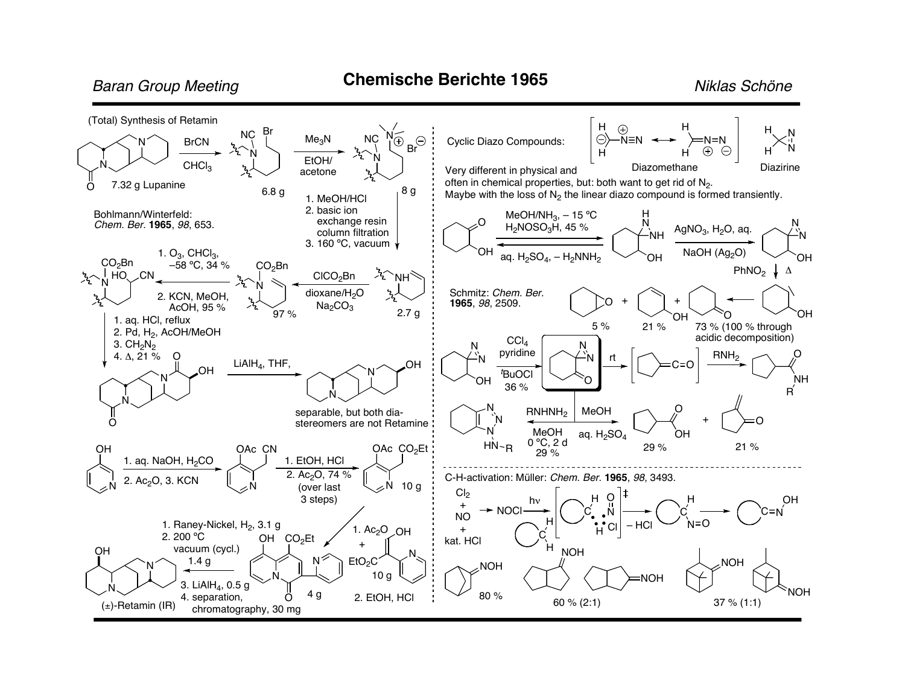## Chemische Berichte 1965

### (Total) Synthesis of Retamin

7.32 g Lupanine → BrCN, $CHCl_3$ → 6.8 g → $Me_3N$, EtOH/acetone → 8 g

1. MeOH/HCl
2. basic ion exchange resin column filtration
3. 160 ºC, vacuum

→ 2.7 g → $ClCO_2Bn$, dioxane/$H_2O$, $Na_2CO_3$ → 97 %

1. $O_3$, $CHCl_3$, –58 ºC, 34 %
2. KCN, MeOH, AcOH, 95 %

1. aq. HCl, reflux
2. Pd, $H_2$, AcOH/MeOH
3. $CH_2N_2$
4. Δ, 21 %

→ $LiAlH_4$, THF → separable, but both diastereomers are not Retamine

Bohlmann/Winterfeld: *Chem. Ber.* **1965**, *98*, 653.

1. aq. NaOH, $H_2CO$
2. $Ac_2O$, 3. KCN

1. EtOH, HCl
2. $Ac_2O$, 74 % (over last 3 steps)

→ 10 g

1. $Ac_2O$ + (10 g)
2. EtOH, HCl

→ 4 g

1. Raney-Nickel, $H_2$, 3.1 g
2. 200 ºC vacuum (cycl.) 1.4 g
3. $LiAlH_4$, 0.5 g
4. separation, chromatography, 30 mg

(±)-Retamin (IR)

### Cyclic Diazo Compounds:

Diazomethane — Diazirine

Very different in physical and often in chemical properties, but: both want to get rid of $N_2$.
Maybe with the loss of $N_2$ the linear diazo compound is formed transiently.

MeOH/$NH_3$, – 15 ºC, $H_2NOSO_3H$, 45 %

aq. $H_2SO_4$, – $H_2NNH_2$

$AgNO_3$, $H_2O$, aq. NaOH ($Ag_2O$)

$PhNO_2$, Δ → 5 % + 21 % + 73 % (100 % through acidic decomposition)

Schmitz: *Chem. Ber.* **1965**, *98*, 2509.

$CCl_4$, pyridine, $^t$BuOCl, 36 % → rt → [ketene] → $RNH_2$

$RNHNH_2$, MeOH, 0 ºC, 2 d, 29 %

MeOH, aq. $H_2SO_4$ → 29 % + 21 %

### C-H-activation: Müller: *Chem. Ber.* **1965**, *98*, 3493.

$Cl_2$ + NO + kat. HCl → NOCl → hν → [ ]‡ → – HCl →

80 % — 60 % (2:1) — 37 % (1:1)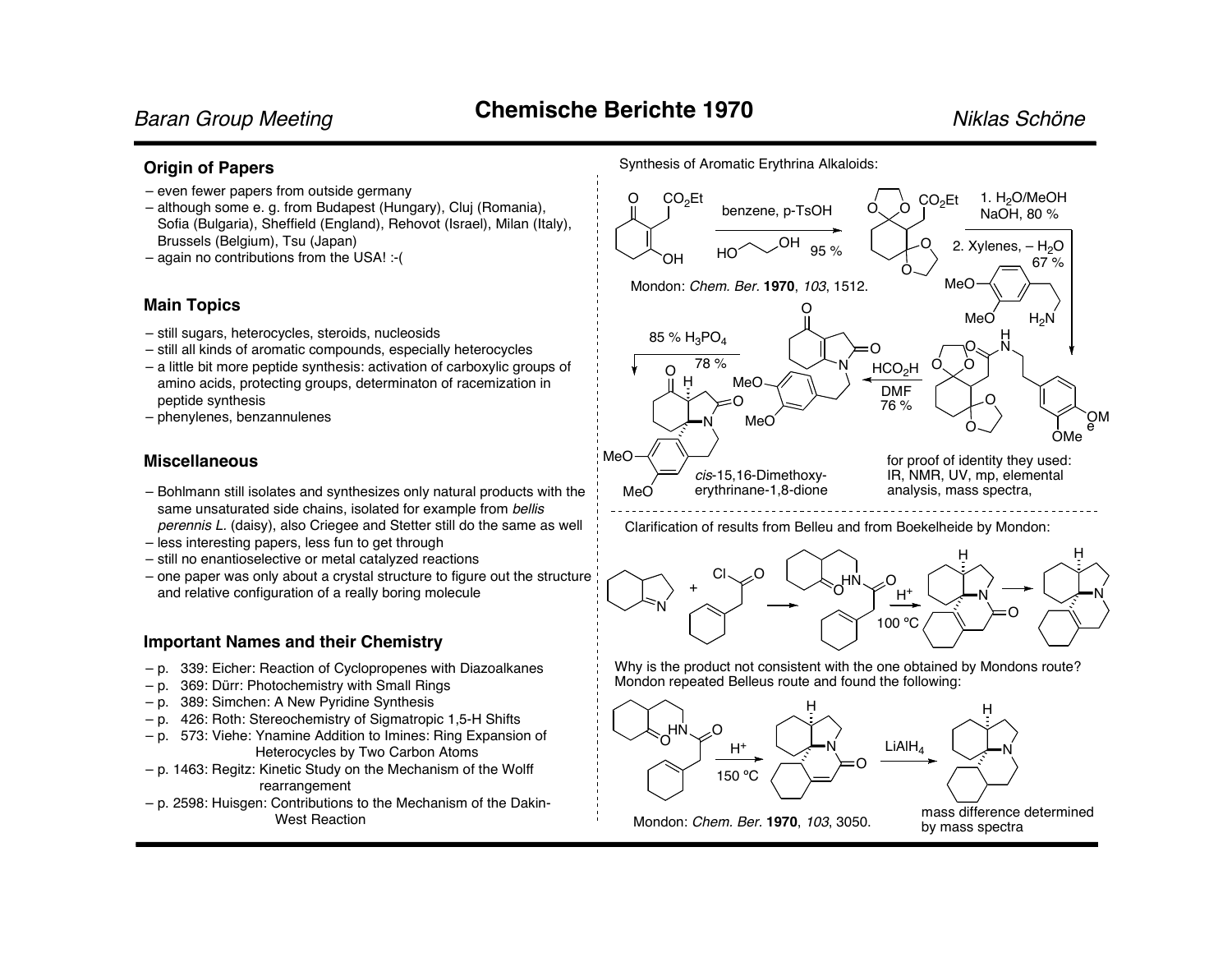## Origin of Papers

- even fewer papers from outside germany
- although some e. g. from Budapest (Hungary), Cluj (Romania), Sofia (Bulgaria), Sheffield (England), Rehovot (Israel), Milan (Italy), Brussels (Belgium), Tsu (Japan)
- again no contributions from the USA! :-(

## Main Topics

- still sugars, heterocycles, steroids, nucleosids
- still all kinds of aromatic compounds, especially heterocycles
- a little bit more peptide synthesis: activation of carboxylic groups of amino acids, protecting groups, determinaton of racemization in peptide synthesis
- phenylenes, benzannulenes

## Miscellaneous

- Bohlmann still isolates and synthesizes only natural products with the same unsaturated side chains, isolated for example from *bellis perennis L.* (daisy), also Criegee and Stetter still do the same as well
- less interesting papers, less fun to get through
- still no enantioselective or metal catalyzed reactions
- one paper was only about a crystal structure to figure out the structure and relative configuration of a really boring molecule

## Important Names and their Chemistry

- p. 339: Eicher: Reaction of Cyclopropenes with Diazoalkanes
- p. 369: Dürr: Photochemistry with Small Rings
- p. 389: Simchen: A New Pyridine Synthesis
- p. 426: Roth: Stereochemistry of Sigmatropic 1,5-H Shifts
- p. 573: Viehe: Ynamine Addition to Imines: Ring Expansion of Heterocycles by Two Carbon Atoms
- p. 1463: Regitz: Kinetic Study on the Mechanism of the Wolff rearrangement
- p. 2598: Huisgen: Contributions to the Mechanism of the Dakin-West Reaction

Synthesis of Aromatic Erythrina Alkaloids:

benzene, p-TsOH, $HO(CH_2)_2OH$, 95 %

1. $H_2O$/MeOH, NaOH, 80 %
2. Xylenes, – $H_2O$, 67 %

$HCO_2H$, DMF, 76 %

85 % $H_3PO_4$, 78 %

*cis*-15,16-Dimethoxy-erythrinane-1,8-dione

Mondon: *Chem. Ber.* **1970**, *103*, 1512.

for proof of identity they used: IR, NMR, UV, mp, elemental analysis, mass spectra,

Clarification of results from Belleu and from Boekelheide by Mondon:

$H^+$, 100 ºC

Why is the product not consistent with the one obtained by Mondons route? Mondon repeated Belleus route and found the following:

$H^+$, 150 ºC

$LiAlH_4$

mass difference determined by mass spectra

Mondon: *Chem. Ber.* **1970**, *103*, 3050.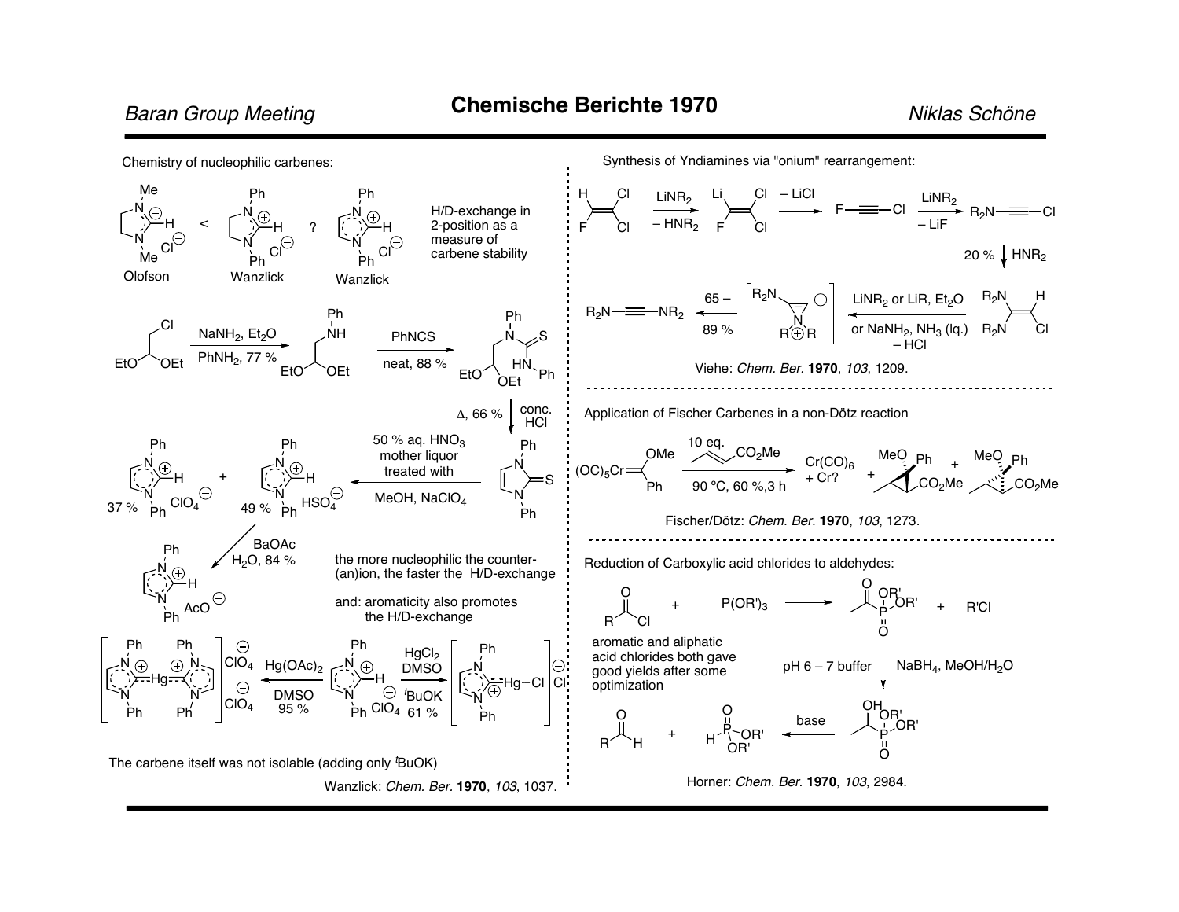# Chemische Berichte 1970

## Chemistry of nucleophilic carbenes:

Olofson < Wanzlick ? Wanzlick

H/D-exchange in 2-position as a measure of carbene stability

$NaNH_2$, $Et_2O$, $PhNH_2$, 77 %

PhNCS, neat, 88 %

conc. HCl, Δ, 66 %

50 % aq. $HNO_3$ mother liquor treated with MeOH, $NaClO_4$

37 % ($ClO_4^{\ominus}$) + 49 % ($HSO_4^{\ominus}$)

BaOAc, $H_2O$, 84 %

the more nucleophilic the counter-(an)ion, the faster the H/D-exchange

and: aromaticity also promotes the H/D-exchange

$Hg(OAc)_2$, DMSO, 95 %

$HgCl_2$, DMSO, $^t$BuOK, 61 %

The carbene itself was not isolable (adding only $^t$BuOK)

Wanzlick: *Chem. Ber.* **1970**, *103*, 1037.

## Synthesis of Yndiamines via "onium" rearrangement:

$LiNR_2$, $- HNR_2$; $- LiCl$; $LiNR_2$, $- LiF$

20 %, $HNR_2$

$LiNR_2$ or LiR, $Et_2O$ or $NaNH_2$, $NH_3$ (lq.), $- HCl$

65 – 89 %

Viehe: *Chem. Ber.* **1970**, *103*, 1209.

## Application of Fischer Carbenes in a non-Dötz reaction

10 eq. (methyl crotonate), 90 ºC, 60 %, 3 h

$Cr(CO)_6$ + Cr?

Fischer/Dötz: *Chem. Ber.* **1970**, *103*, 1273.

## Reduction of Carboxylic acid chlorides to aldehydes:

$RCOCl$ + $P(OR')_3$ ⟶ acylphosphonate + R'Cl

aromatic and aliphatic acid chlorides both gave good yields after some optimization

pH 6 – 7 buffer, $NaBH_4$, $MeOH/H_2O$

base

Horner: *Chem. Ber.* **1970**, *103*, 2984.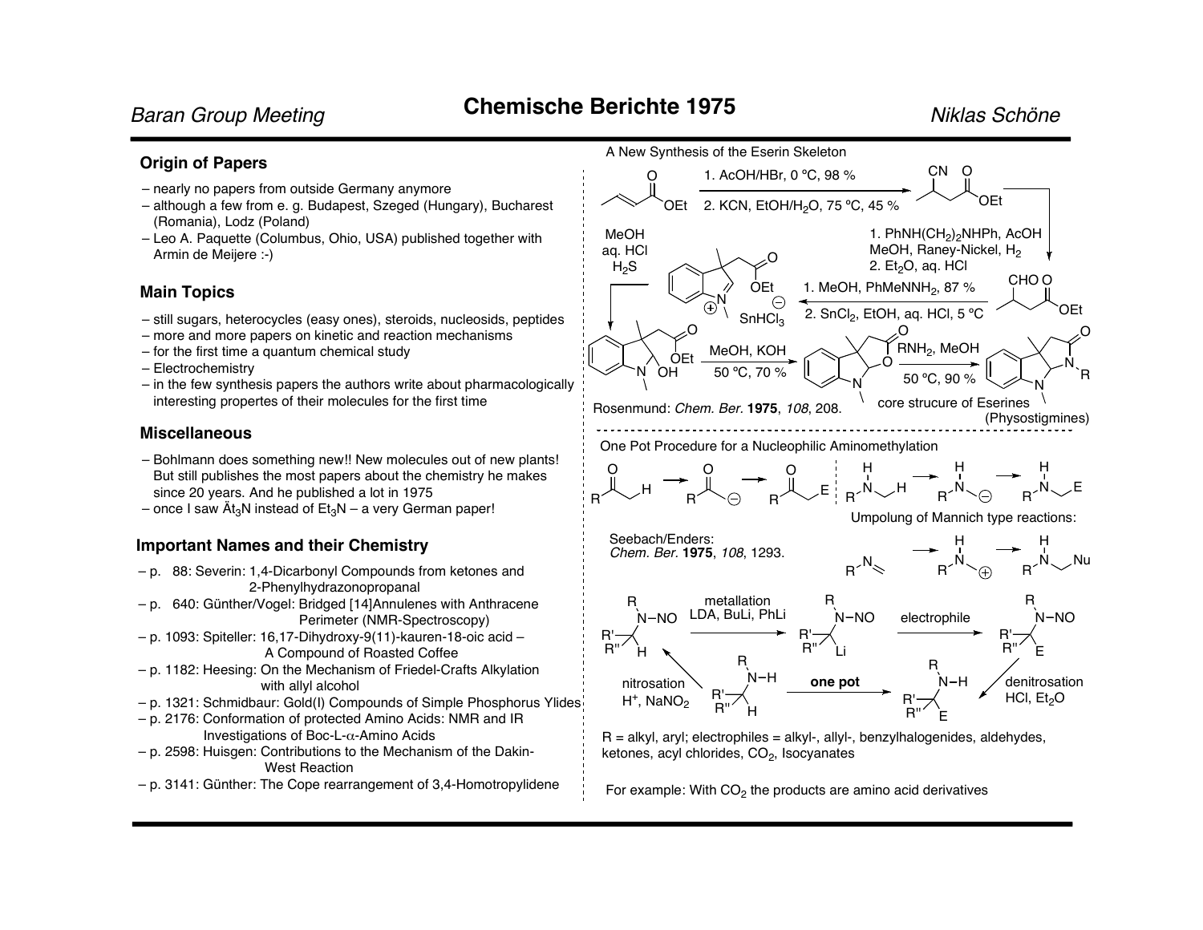## Origin of Papers

- nearly no papers from outside Germany anymore
- although a few from e. g. Budapest, Szeged (Hungary), Bucharest (Romania), Lodz (Poland)
- Leo A. Paquette (Columbus, Ohio, USA) published together with Armin de Meijere :-)

## Main Topics

- still sugars, heterocycles (easy ones), steroids, nucleosids, peptides
- more and more papers on kinetic and reaction mechanisms
- for the first time a quantum chemical study
- Electrochemistry
- in the few synthesis papers the authors write about pharmacologically interesting propertes of their molecules for the first time

## Miscellaneous

- Bohlmann does something new!! New molecules out of new plants! But still publishes the most papers about the chemistry he makes since 20 years. And he published a lot in 1975
- once I saw $Ät_3N$ instead of $Et_3N$ – a very German paper!

## Important Names and their Chemistry

- p. 88: Severin: 1,4-Dicarbonyl Compounds from ketones and 2-Phenylhydrazonopropanal
- p. 640: Günther/Vogel: Bridged [14]Annulenes with Anthracene Perimeter (NMR-Spectroscopy)
- p. 1093: Spiteller: 16,17-Dihydroxy-9(11)-kauren-18-oic acid – A Compound of Roasted Coffee
- p. 1182: Heesing: On the Mechanism of Friedel-Crafts Alkylation with allyl alcohol
- p. 1321: Schmidbaur: Gold(I) Compounds of Simple Phosphorus Ylides
- p. 2176: Conformation of protected Amino Acids: NMR and IR Investigations of Boc-L-α-Amino Acids
- p. 2598: Huisgen: Contributions to the Mechanism of the Dakin-West Reaction
- p. 3141: Günther: The Cope rearrangement of 3,4-Homotropylidene

## A New Synthesis of the Eserin Skeleton

1. AcOH/HBr, 0 °C, 98 %
2. KCN, EtOH/$H_2O$, 75 °C, 45 %

1. $PhNH(CH_2)_2NHPh$, AcOH, MeOH, Raney-Nickel, $H_2$
2. $Et_2O$, aq. HCl

1. MeOH, $PhMeNNH_2$, 87 %
2. $SnCl_2$, EtOH, aq. HCl, 5 °C

$SnHCl_3^{\ominus}$

MeOH, aq. HCl, $H_2S$

MeOH, KOH, 50 °C, 70 %

$RNH_2$, MeOH, 50 °C, 90 %

core strucure of Eserines (Physostigmines)

Rosenmund: *Chem. Ber.* **1975**, *108*, 208.

## One Pot Procedure for a Nucleophilic Aminomethylation

Umpolung of Mannich type reactions:

Seebach/Enders: *Chem. Ber.* **1975**, *108*, 1293.

nitrosation: $H^+$, $NaNO_2$

metallation: LDA, BuLi, PhLi

electrophile

denitrosation: HCl, $Et_2O$

**one pot**

R = alkyl, aryl; electrophiles = alkyl-, allyl-, benzylhalogenides, aldehydes, ketones, acyl chlorides, $CO_2$, Isocyanates

For example: With $CO_2$ the products are amino acid derivatives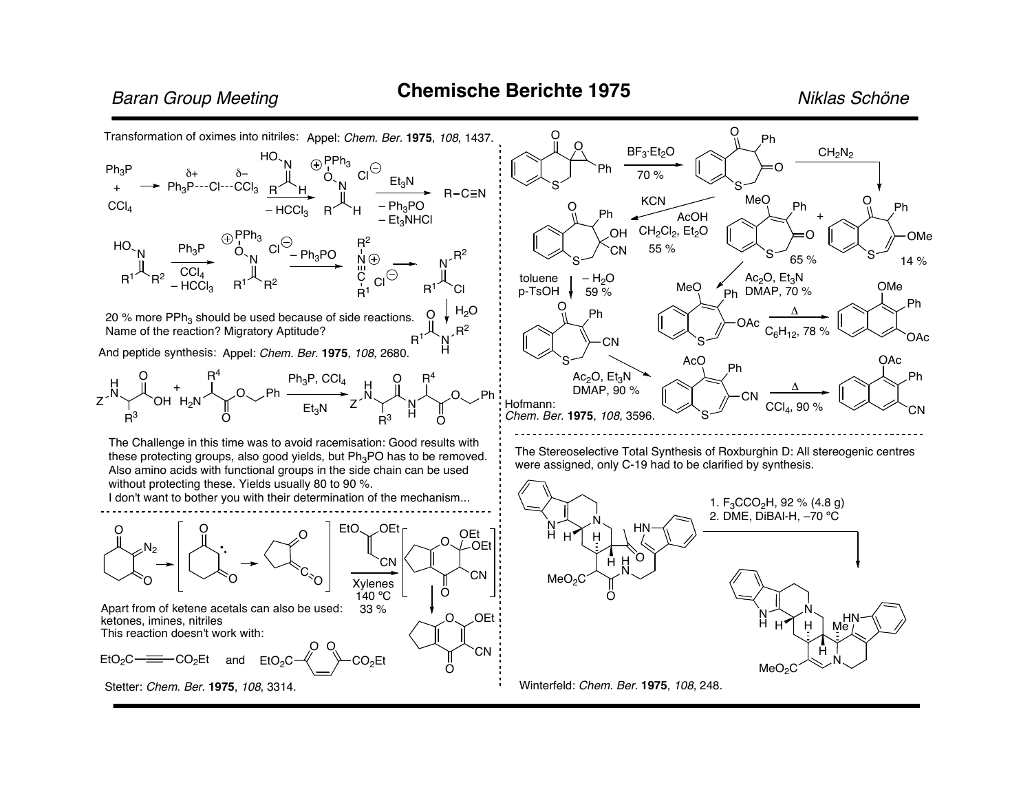# Chemische Berichte 1975

Baran Group Meeting — Niklas Schöne

Transformation of oximes into nitriles: Appel: *Chem. Ber.* **1975**, *108*, 1437.

$Ph_3P$ + $CCl_4$ → $Ph_3P^{\delta+}$---Cl---$CCl_3^{\delta-}$

$-$ $HCCl_3$

$Et_3N$

$-$ $Ph_3PO$

$-$ $Et_3NHCl$

R–C≡N

$Ph_3P$, $CCl_4$, $-$ $HCCl_3$

$-$ $Ph_3PO$

$H_2O$

20 % more $PPh_3$ should be used because of side reactions.
Name of the reaction? Migratory Aptitude?

And peptide synthesis: Appel: *Chem. Ber.* **1975**, *108*, 2680.

$Ph_3P$, $CCl_4$

$Et_3N$

The Challenge in this time was to avoid racemisation: Good results with these protecting groups, also good yields, but $Ph_3PO$ has to be removed. Also amino acids with functional groups in the side chain can be used without protecting these. Yields usually 80 to 90 %.
I don't want to bother you with their determination of the mechanism...

Xylenes, 140 ºC, 33 %

Apart from of ketene acetals can also be used: ketones, imines, nitriles
This reaction doesn't work with:

$EtO_2C$–C≡C–$CO_2Et$ and $EtO_2C$–CO–CH=CH–CO–$CO_2Et$

Stetter: *Chem. Ber.* **1975**, *108*, 3314.

$BF_3 \cdot Et_2O$, 70 %

$CH_2N_2$

65 % + 14 %

KCN, AcOH, $CH_2Cl_2$, $Et_2O$, 55 %

toluene, p-TsOH, $-$ $H_2O$, 59 %

$Ac_2O$, $Et_3N$, DMAP, 70 %

Δ, $C_6H_{12}$, 78 %

$Ac_2O$, $Et_3N$, DMAP, 90 %

Δ, $CCl_4$, 90 %

Hofmann: *Chem. Ber.* **1975**, *108*, 3596.

The Stereoselective Total Synthesis of Roxburghin D: All stereogenic centres were assigned, only C-19 had to be clarified by synthesis.

1. $F_3CCO_2H$, 92 % (4.8 g)
2. DME, DiBAl-H, –70 ºC

Winterfeld: *Chem. Ber.* **1975**, *108*, 248.